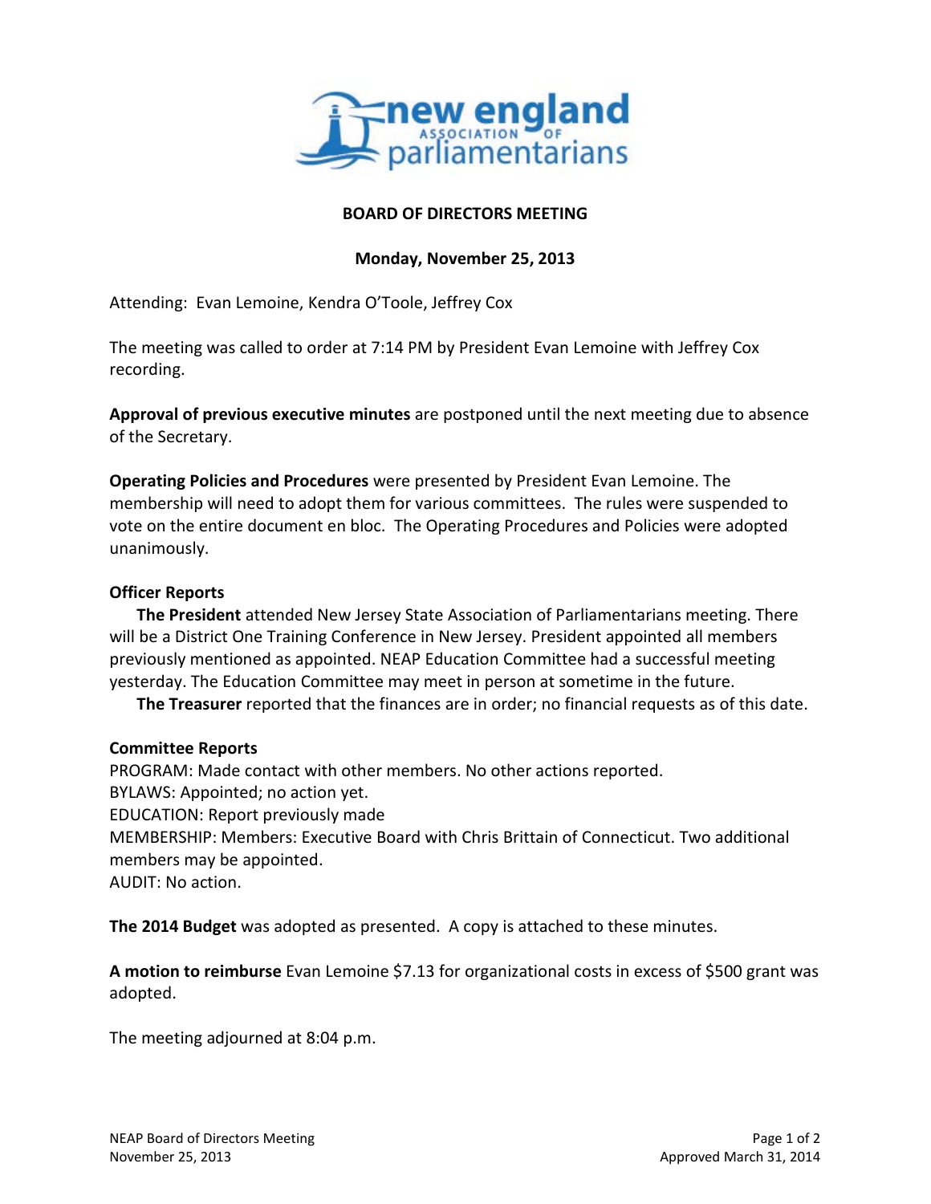# new england association of parliamentarians

## BOARD OF DIRECTORS MEETING

### Monday, November 25, 2013

Attending: Evan Lemoine, Kendra O'Toole, Jeffrey Cox

The meeting was called to order at 7:14 PM by President Evan Lemoine with Jeffrey Cox recording.

**Approval of previous executive minutes** are postponed until the next meeting due to absence of the Secretary.

**Operating Policies and Procedures** were presented by President Evan Lemoine. The membership will need to adopt them for various committees. The rules were suspended to vote on the entire document en bloc. The Operating Procedures and Policies were adopted unanimously.

**Officer Reports**

**The President** attended New Jersey State Association of Parliamentarians meeting. There will be a District One Training Conference in New Jersey. President appointed all members previously mentioned as appointed. NEAP Education Committee had a successful meeting yesterday. The Education Committee may meet in person at sometime in the future.

**The Treasurer** reported that the finances are in order; no financial requests as of this date.

**Committee Reports**

PROGRAM: Made contact with other members. No other actions reported.
BYLAWS: Appointed; no action yet.
EDUCATION: Report previously made
MEMBERSHIP: Members: Executive Board with Chris Brittain of Connecticut. Two additional members may be appointed.
AUDIT: No action.

**The 2014 Budget** was adopted as presented. A copy is attached to these minutes.

**A motion to reimburse** Evan Lemoine $7.13 for organizational costs in excess of $500 grant was adopted.

The meeting adjourned at 8:04 p.m.

Approved March 31, 2014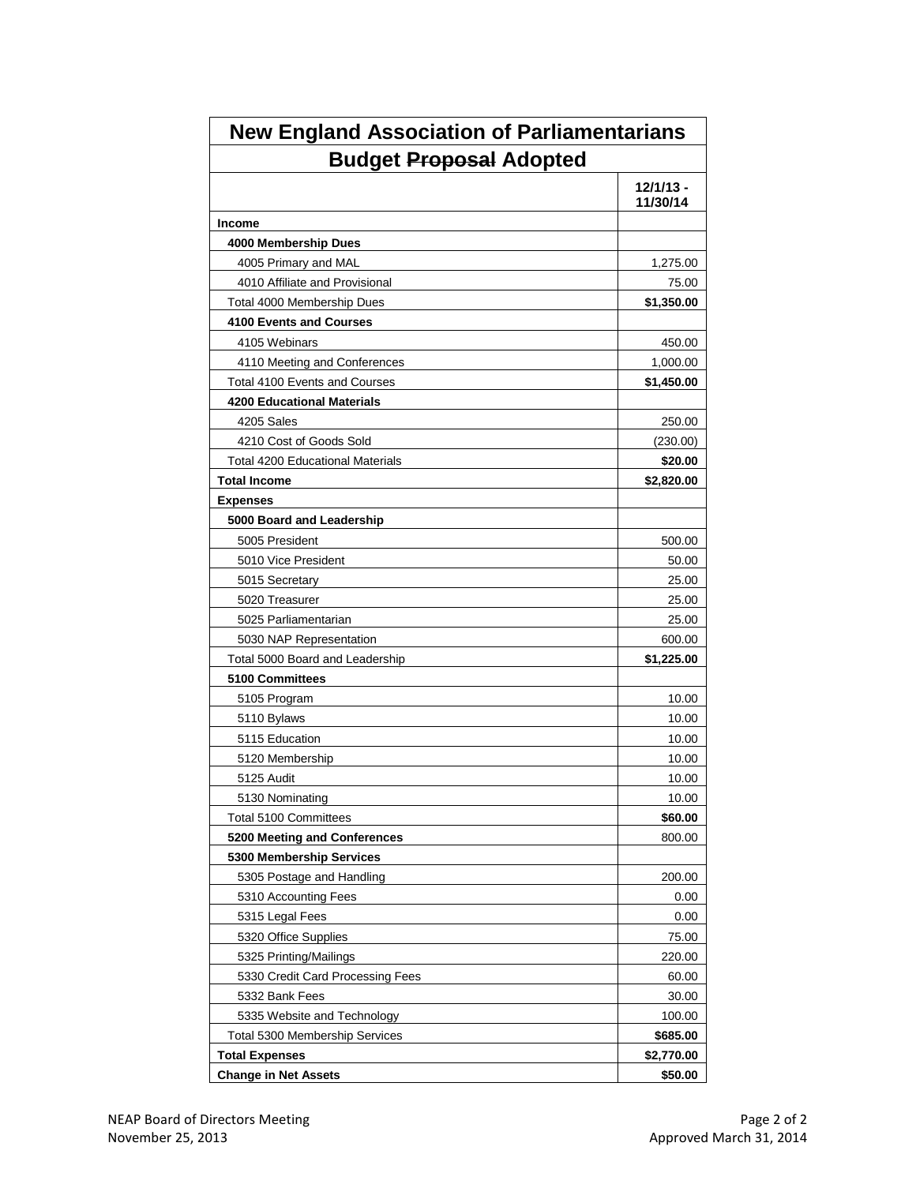# New England Association of Parliamentarians

## Budget ~~Proposal~~ Adopted

| | 12/1/13 - 11/30/14 |
|---|---|
| **Income** | |
| **4000 Membership Dues** | |
| 4005 Primary and MAL | 1,275.00 |
| 4010 Affiliate and Provisional | 75.00 |
| Total 4000 Membership Dues | **$1,350.00** |
| **4100 Events and Courses** | |
| 4105 Webinars | 450.00 |
| 4110 Meeting and Conferences | 1,000.00 |
| Total 4100 Events and Courses | **$1,450.00** |
| **4200 Educational Materials** | |
| 4205 Sales | 250.00 |
| 4210 Cost of Goods Sold | (230.00) |
| Total 4200 Educational Materials | **$20.00** |
| **Total Income** | **$2,820.00** |
| **Expenses** | |
| **5000 Board and Leadership** | |
| 5005 President | 500.00 |
| 5010 Vice President | 50.00 |
| 5015 Secretary | 25.00 |
| 5020 Treasurer | 25.00 |
| 5025 Parliamentarian | 25.00 |
| 5030 NAP Representation | 600.00 |
| Total 5000 Board and Leadership | **$1,225.00** |
| **5100 Committees** | |
| 5105 Program | 10.00 |
| 5110 Bylaws | 10.00 |
| 5115 Education | 10.00 |
| 5120 Membership | 10.00 |
| 5125 Audit | 10.00 |
| 5130 Nominating | 10.00 |
| Total 5100 Committees | **$60.00** |
| **5200 Meeting and Conferences** | 800.00 |
| **5300 Membership Services** | |
| 5305 Postage and Handling | 200.00 |
| 5310 Accounting Fees | 0.00 |
| 5315 Legal Fees | 0.00 |
| 5320 Office Supplies | 75.00 |
| 5325 Printing/Mailings | 220.00 |
| 5330 Credit Card Processing Fees | 60.00 |
| 5332 Bank Fees | 30.00 |
| 5335 Website and Technology | 100.00 |
| Total 5300 Membership Services | **$685.00** |
| **Total Expenses** | **$2,770.00** |
| **Change in Net Assets** | **$50.00** |

NEAP Board of Directors Meeting
November 25, 2013

Approved March 31, 2014